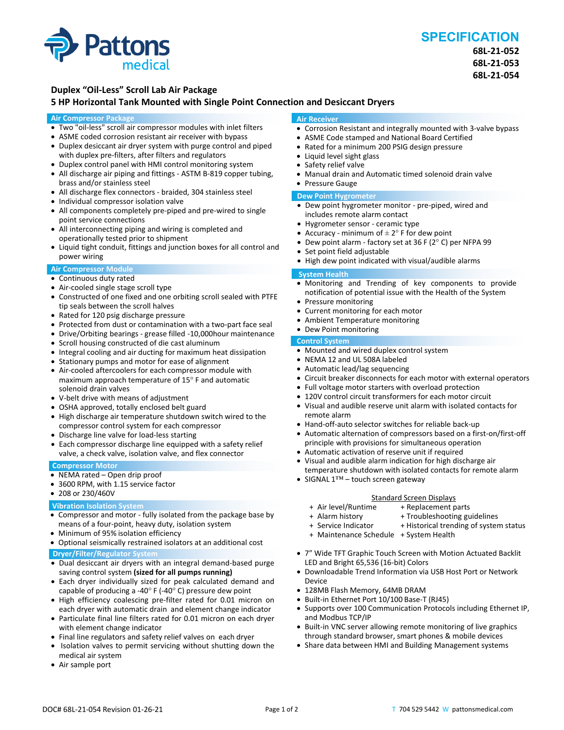# SPECIFICATION

**68L-21-052**
**68L-21-053**
**68L-21-054**

## Duplex "Oil-Less" Scroll Lab Air Package
## 5 HP Horizontal Tank Mounted with Single Point Connection and Desiccant Dryers

### Air Compressor Package

- Two "oil-less" scroll air compressor modules with inlet filters
- ASME coded corrosion resistant air receiver with bypass
- Duplex desiccant air dryer system with purge control and piped with duplex pre-filters, after filters and regulators
- Duplex control panel with HMI control monitoring system
- All discharge air piping and fittings - ASTM B-819 copper tubing, brass and/or stainless steel
- All discharge flex connectors - braided, 304 stainless steel
- Individual compressor isolation valve
- All components completely pre-piped and pre-wired to single point service connections
- All interconnecting piping and wiring is completed and operationally tested prior to shipment
- Liquid tight conduit, fittings and junction boxes for all control and power wiring

### Air Compressor Module

- Continuous duty rated
- Air-cooled single stage scroll type
- Constructed of one fixed and one orbiting scroll sealed with PTFE tip seals between the scroll halves
- Rated for 120 psig discharge pressure
- Protected from dust or contamination with a two-part face seal
- Drive/Orbiting bearings - grease filled -10,000hour maintenance
- Scroll housing constructed of die cast aluminum
- Integral cooling and air ducting for maximum heat dissipation
- Stationary pumps and motor for ease of alignment
- Air-cooled aftercoolers for each compressor module with maximum approach temperature of 15° F and automatic solenoid drain valves
- V-belt drive with means of adjustment
- OSHA approved, totally enclosed belt guard
- High discharge air temperature shutdown switch wired to the compressor control system for each compressor
- Discharge line valve for load-less starting
- Each compressor discharge line equipped with a safety relief valve, a check valve, isolation valve, and flex connector

### Compressor Motor

- NEMA rated – Open drip proof
- 3600 RPM, with 1.15 service factor
- 208 or 230/460V

### Vibration Isolation System

- Compressor and motor - fully isolated from the package base by means of a four-point, heavy duty, isolation system
- Minimum of 95% isolation efficiency
- Optional seismically restrained isolators at an additional cost

### Dryer/Filter/Regulator System

- Dual desiccant air dryers with an integral demand-based purge saving control system **(sized for all pumps running)**
- Each dryer individually sized for peak calculated demand and capable of producing a -40° F (-40° C) pressure dew point
- High efficiency coalescing pre-filter rated for 0.01 micron on each dryer with automatic drain and element change indicator
- Particulate final line filters rated for 0.01 micron on each dryer with element change indicator
- Final line regulators and safety relief valves on each dryer
- Isolation valves to permit servicing without shutting down the medical air system
- Air sample port

### Air Receiver

- Corrosion Resistant and integrally mounted with 3-valve bypass
- ASME Code stamped and National Board Certified
- Rated for a minimum 200 PSIG design pressure
- Liquid level sight glass
- Safety relief valve
- Manual drain and Automatic timed solenoid drain valve
- Pressure Gauge

### Dew Point Hygrometer

- Dew point hygrometer monitor - pre-piped, wired and includes remote alarm contact
- Hygrometer sensor - ceramic type
- Accuracy - minimum of ± 2° F for dew point
- Dew point alarm - factory set at 36 F (2° C) per NFPA 99
- Set point field adjustable
- High dew point indicated with visual/audible alarms

### System Health

- Monitoring and Trending of key components to provide notification of potential issue with the Health of the System
- Pressure monitoring
- Current monitoring for each motor
- Ambient Temperature monitoring
- Dew Point monitoring

### Control System

- Mounted and wired duplex control system
- NEMA 12 and UL 508A labeled
- Automatic lead/lag sequencing
- Circuit breaker disconnects for each motor with external operators
- Full voltage motor starters with overload protection
- 120V control circuit transformers for each motor circuit
- Visual and audible reserve unit alarm with isolated contacts for remote alarm
- Hand-off-auto selector switches for reliable back-up
- Automatic alternation of compressors based on a first-on/first-off principle with provisions for simultaneous operation
- Automatic activation of reserve unit if required
- Visual and audible alarm indication for high discharge air temperature shutdown with isolated contacts for remote alarm
- SIGNAL 1™ – touch screen gateway

<u>Standard Screen Displays</u>

| | |
|---|---|
| + Air level/Runtime | + Replacement parts |
| + Alarm history | + Troubleshooting guidelines |
| + Service Indicator | + Historical trending of system status |
| + Maintenance Schedule | + System Health |

- 7" Wide TFT Graphic Touch Screen with Motion Actuated Backlit LED and Bright 65,536 (16-bit) Colors
- Downloadable Trend Information via USB Host Port or Network Device
- 128MB Flash Memory, 64MB DRAM
- Built-in Ethernet Port 10/100 Base-T (RJ45)
- Supports over 100 Communication Protocols including Ethernet IP, and Modbus TCP/IP
- Built-in VNC server allowing remote monitoring of live graphics through standard browser, smart phones & mobile devices
- Share data between HMI and Building Management systems

DOC# 68L-21-054 Revision 01-26-21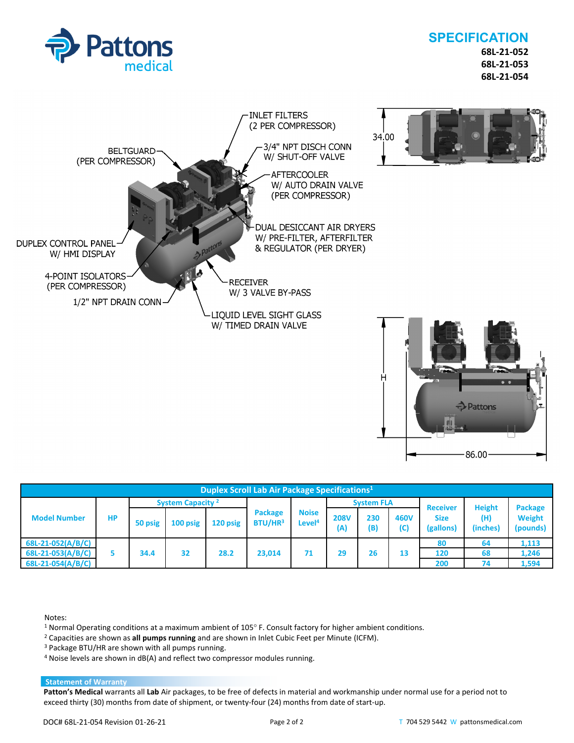# SPECIFICATION

**68L-21-052**
**68L-21-053**
**68L-21-054**

INLET FILTERS (2 PER COMPRESSOR)

BELTGUARD (PER COMPRESSOR)

3/4" NPT DISCH CONN W/ SHUT-OFF VALVE

AFTERCOOLER W/ AUTO DRAIN VALVE (PER COMPRESSOR)

DUAL DESICCANT AIR DRYERS W/ PRE-FILTER, AFTERFILTER & REGULATOR (PER DRYER)

DUPLEX CONTROL PANEL W/ HMI DISPLAY

4-POINT ISOLATORS (PER COMPRESSOR)

RECEIVER W/ 3 VALVE BY-PASS

1/2" NPT DRAIN CONN

LIQUID LEVEL SIGHT GLASS W/ TIMED DRAIN VALVE

34.00

H

86.00

| Duplex Scroll Lab Air Package Specifications[1] | | | | | | | | | | | | |
|---|---|---|---|---|---|---|---|---|---|---|---|---|
| Model Number | HP | System Capacity [2] | | | Package BTU/HR[3] | Noise Level[4] | System FLA | | | Receiver Size (gallons) | Height (H) (inches) | Package Weight (pounds) |
| | | 50 psig | 100 psig | 120 psig | | | 208V (A) | 230 (B) | 460V (C) | | | |
| 68L-21-052(A/B/C) | 5 | 34.4 | 32 | 28.2 | 23,014 | 71 | 29 | 26 | 13 | 80 | 64 | 1,113 |
| 68L-21-053(A/B/C) | | | | | | | | | | 120 | 68 | 1,246 |
| 68L-21-054(A/B/C) | | | | | | | | | | 200 | 74 | 1,594 |

Notes:

[1] Normal Operating conditions at a maximum ambient of 105° F. Consult factory for higher ambient conditions.

[2] Capacities are shown as **all pumps running** and are shown in Inlet Cubic Feet per Minute (ICFM).

[3] Package BTU/HR are shown with all pumps running.

[4] Noise levels are shown in dB(A) and reflect two compressor modules running.

## Statement of Warranty

**Patton's Medical** warrants all **Lab** Air packages, to be free of defects in material and workmanship under normal use for a period not to exceed thirty (30) months from date of shipment, or twenty-four (24) months from date of start-up.

DOC# 68L-21-054 Revision 01-26-21

T 704 529 5442 W pattonsmedical.com